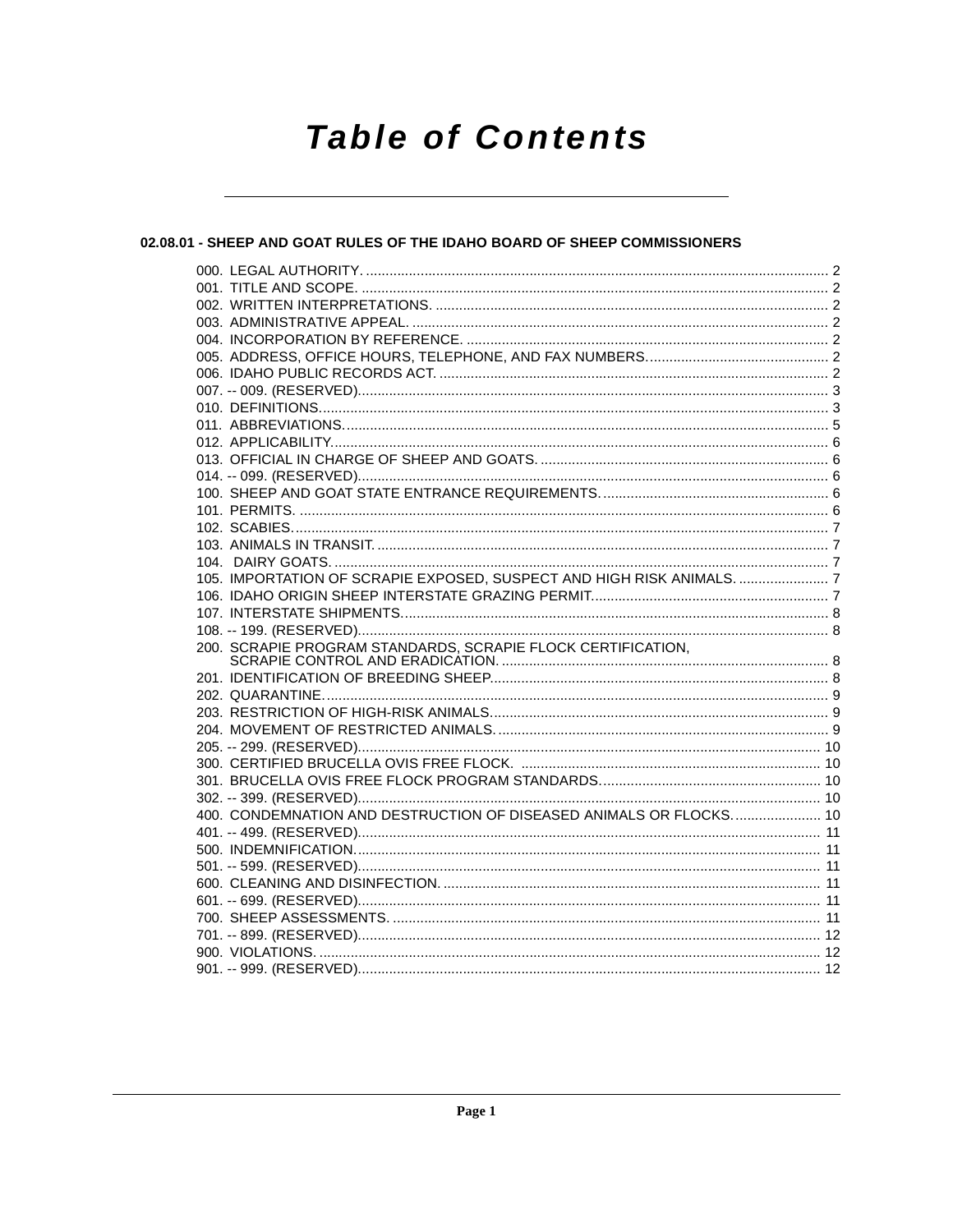# Table of Contents

## 02.08.01 - SHEEP AND GOAT RULES OF THE IDAHO BOARD OF SHEEP COMMISSIONERS

000. LEGAL AUTHORITY. ........ 2
001. TITLE AND SCOPE. ........ 2
002. WRITTEN INTERPRETATIONS. ........ 2
003. ADMINISTRATIVE APPEAL. ........ 2
004. INCORPORATION BY REFERENCE. ........ 2
005. ADDRESS, OFFICE HOURS, TELEPHONE, AND FAX NUMBERS. ........ 2
006. IDAHO PUBLIC RECORDS ACT. ........ 2
007. -- 009. (RESERVED). ........ 3
010. DEFINITIONS. ........ 3
011. ABBREVIATIONS. ........ 5
012. APPLICABILITY. ........ 6
013. OFFICIAL IN CHARGE OF SHEEP AND GOATS. ........ 6
014. -- 099. (RESERVED). ........ 6
100. SHEEP AND GOAT STATE ENTRANCE REQUIREMENTS. ........ 6
101. PERMITS. ........ 6
102. SCABIES. ........ 7
103. ANIMALS IN TRANSIT. ........ 7
104. DAIRY GOATS. ........ 7
105. IMPORTATION OF SCRAPIE EXPOSED, SUSPECT AND HIGH RISK ANIMALS. ........ 7
106. IDAHO ORIGIN SHEEP INTERSTATE GRAZING PERMIT. ........ 7
107. INTERSTATE SHIPMENTS. ........ 8
108. -- 199. (RESERVED). ........ 8
200. SCRAPIE PROGRAM STANDARDS, SCRAPIE FLOCK CERTIFICATION, SCRAPIE CONTROL AND ERADICATION. ........ 8
201. IDENTIFICATION OF BREEDING SHEEP. ........ 8
202. QUARANTINE. ........ 9
203. RESTRICTION OF HIGH-RISK ANIMALS. ........ 9
204. MOVEMENT OF RESTRICTED ANIMALS. ........ 9
205. -- 299. (RESERVED). ........ 10
300. CERTIFIED BRUCELLA OVIS FREE FLOCK. ........ 10
301. BRUCELLA OVIS FREE FLOCK PROGRAM STANDARDS. ........ 10
302. -- 399. (RESERVED). ........ 10
400. CONDEMNATION AND DESTRUCTION OF DISEASED ANIMALS OR FLOCKS. ........ 10
401. -- 499. (RESERVED). ........ 11
500. INDEMNIFICATION. ........ 11
501. -- 599. (RESERVED). ........ 11
600. CLEANING AND DISINFECTION. ........ 11
601. -- 699. (RESERVED). ........ 11
700. SHEEP ASSESSMENTS. ........ 11
701. -- 899. (RESERVED). ........ 12
900. VIOLATIONS. ........ 12
901. -- 999. (RESERVED). ........ 12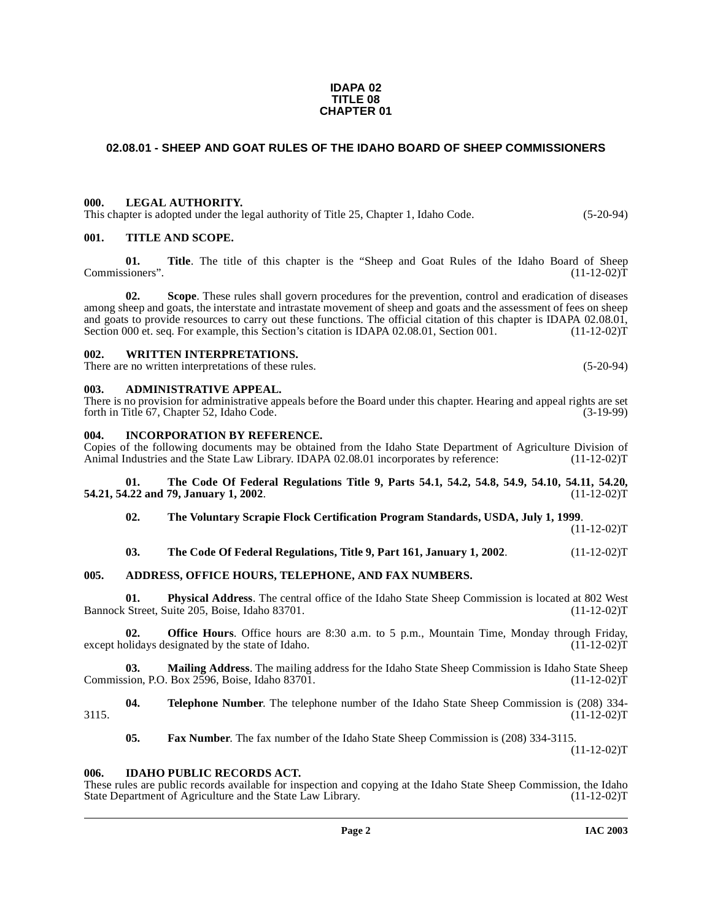**IDAPA 02**
**TITLE 08**
**CHAPTER 01**

## 02.08.01 - SHEEP AND GOAT RULES OF THE IDAHO BOARD OF SHEEP COMMISSIONERS

### 000. LEGAL AUTHORITY.

This chapter is adopted under the legal authority of Title 25, Chapter 1, Idaho Code. (5-20-94)

### 001. TITLE AND SCOPE.

**01. Title**. The title of this chapter is the "Sheep and Goat Rules of the Idaho Board of Sheep Commissioners". (11-12-02)T

**02. Scope**. These rules shall govern procedures for the prevention, control and eradication of diseases among sheep and goats, the interstate and intrastate movement of sheep and goats and the assessment of fees on sheep and goats to provide resources to carry out these functions. The official citation of this chapter is IDAPA 02.08.01, Section 000 et. seq. For example, this Section's citation is IDAPA 02.08.01, Section 001. (11-12-02)T

### 002. WRITTEN INTERPRETATIONS.

There are no written interpretations of these rules. (5-20-94)

### 003. ADMINISTRATIVE APPEAL.

There is no provision for administrative appeals before the Board under this chapter. Hearing and appeal rights are set forth in Title 67, Chapter 52, Idaho Code. (3-19-99)

### 004. INCORPORATION BY REFERENCE.

Copies of the following documents may be obtained from the Idaho State Department of Agriculture Division of Animal Industries and the State Law Library. IDAPA 02.08.01 incorporates by reference: (11-12-02)T

**01. The Code Of Federal Regulations Title 9, Parts 54.1, 54.2, 54.8, 54.9, 54.10, 54.11, 54.20, 54.21, 54.22 and 79, January 1, 2002**. (11-12-02)T

**02. The Voluntary Scrapie Flock Certification Program Standards, USDA, July 1, 1999**. (11-12-02)T

**03. The Code Of Federal Regulations, Title 9, Part 161, January 1, 2002**. (11-12-02)T

### 005. ADDRESS, OFFICE HOURS, TELEPHONE, AND FAX NUMBERS.

**01. Physical Address**. The central office of the Idaho State Sheep Commission is located at 802 West Bannock Street, Suite 205, Boise, Idaho 83701. (11-12-02)T

**02. Office Hours**. Office hours are 8:30 a.m. to 5 p.m., Mountain Time, Monday through Friday, except holidays designated by the state of Idaho. (11-12-02)T

**03. Mailing Address**. The mailing address for the Idaho State Sheep Commission is Idaho State Sheep Commission, P.O. Box 2596, Boise, Idaho 83701. (11-12-02)T

**04. Telephone Number**. The telephone number of the Idaho State Sheep Commission is (208) 334-3115. (11-12-02)T

**05. Fax Number**. The fax number of the Idaho State Sheep Commission is (208) 334-3115. (11-12-02)T

### 006. IDAHO PUBLIC RECORDS ACT.

These rules are public records available for inspection and copying at the Idaho State Sheep Commission, the Idaho State Department of Agriculture and the State Law Library. (11-12-02)T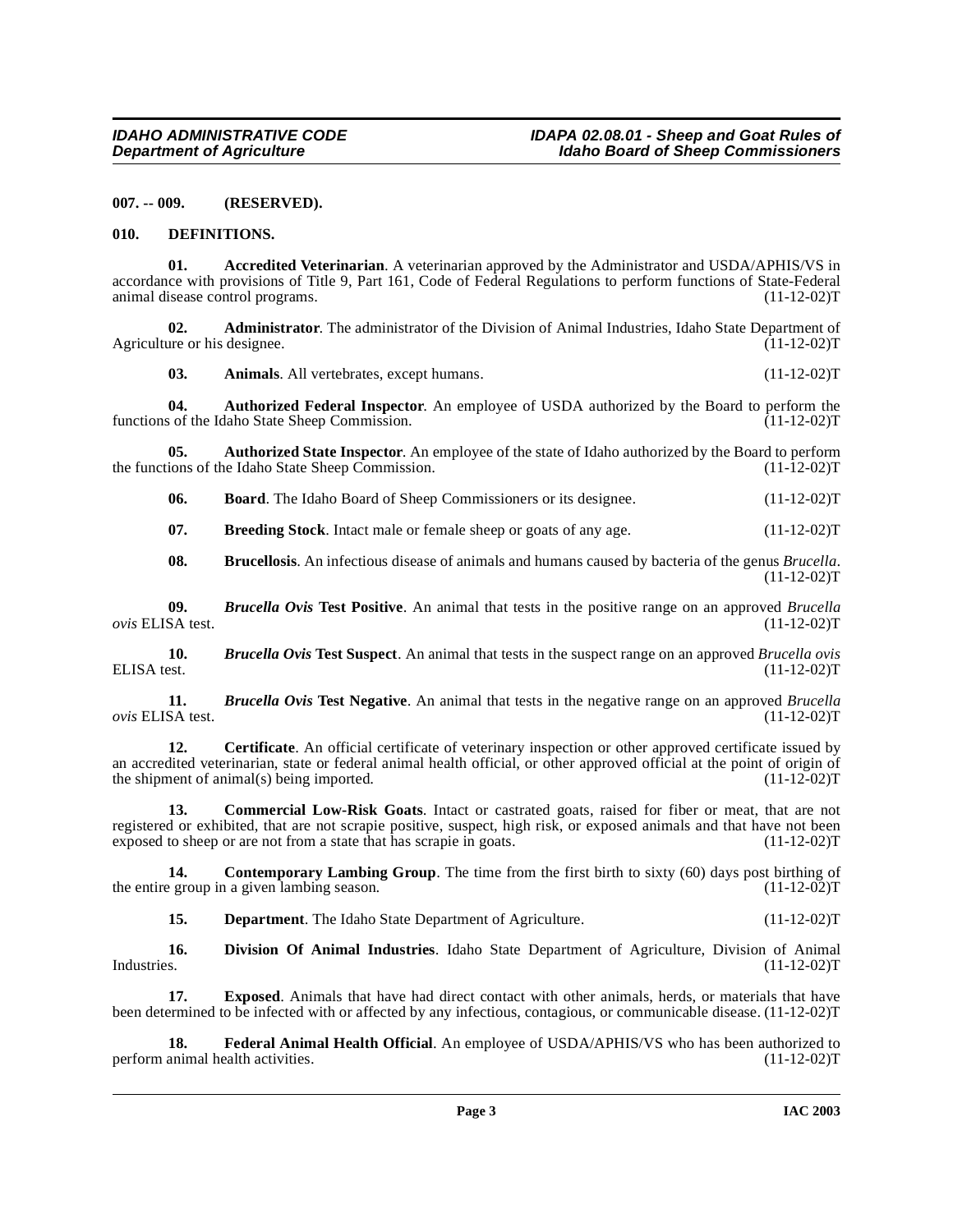## 007. -- 009. (RESERVED).

## 010. DEFINITIONS.

**01. Accredited Veterinarian**. A veterinarian approved by the Administrator and USDA/APHIS/VS in accordance with provisions of Title 9, Part 161, Code of Federal Regulations to perform functions of State-Federal animal disease control programs. (11-12-02)T

**02. Administrator**. The administrator of the Division of Animal Industries, Idaho State Department of Agriculture or his designee. (11-12-02)T

**03. Animals**. All vertebrates, except humans. (11-12-02)T

**04. Authorized Federal Inspector**. An employee of USDA authorized by the Board to perform the functions of the Idaho State Sheep Commission. (11-12-02)T

**05. Authorized State Inspector**. An employee of the state of Idaho authorized by the Board to perform the functions of the Idaho State Sheep Commission. (11-12-02)T

**06. Board**. The Idaho Board of Sheep Commissioners or its designee. (11-12-02)T

**07. Breeding Stock**. Intact male or female sheep or goats of any age. (11-12-02)T

**08. Brucellosis**. An infectious disease of animals and humans caused by bacteria of the genus *Brucella*. (11-12-02)T

**09. *Brucella Ovis* Test Positive**. An animal that tests in the positive range on an approved *Brucella ovis* ELISA test. (11-12-02)T

**10. *Brucella Ovis* Test Suspect**. An animal that tests in the suspect range on an approved *Brucella ovis* ELISA test. (11-12-02)T

**11. *Brucella Ovis* Test Negative**. An animal that tests in the negative range on an approved *Brucella ovis* ELISA test. (11-12-02)T

**12. Certificate**. An official certificate of veterinary inspection or other approved certificate issued by an accredited veterinarian, state or federal animal health official, or other approved official at the point of origin of the shipment of animal(s) being imported. (11-12-02)T

**13. Commercial Low-Risk Goats**. Intact or castrated goats, raised for fiber or meat, that are not registered or exhibited, that are not scrapie positive, suspect, high risk, or exposed animals and that have not been exposed to sheep or are not from a state that has scrapie in goats. (11-12-02)T

**14. Contemporary Lambing Group**. The time from the first birth to sixty (60) days post birthing of the entire group in a given lambing season. (11-12-02)T

**15. Department**. The Idaho State Department of Agriculture. (11-12-02)T

**16. Division Of Animal Industries**. Idaho State Department of Agriculture, Division of Animal Industries. (11-12-02)T

**17. Exposed**. Animals that have had direct contact with other animals, herds, or materials that have been determined to be infected with or affected by any infectious, contagious, or communicable disease. (11-12-02)T

**18. Federal Animal Health Official**. An employee of USDA/APHIS/VS who has been authorized to perform animal health activities. (11-12-02)T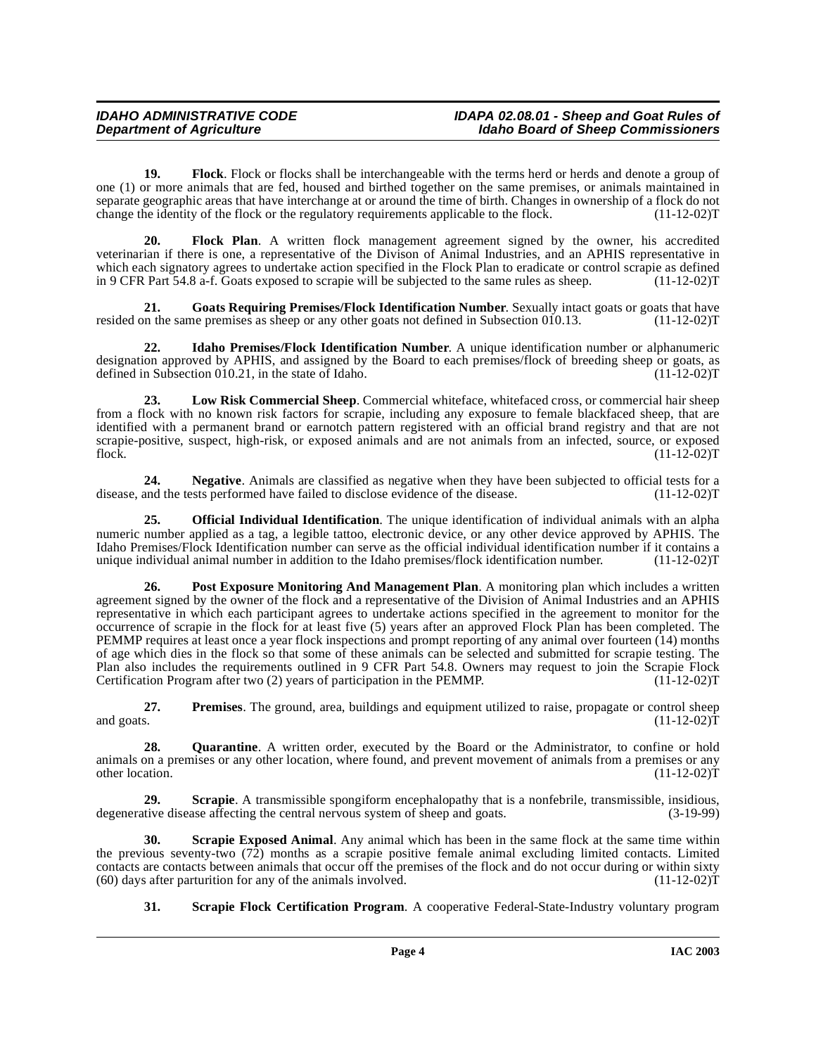**19. Flock**. Flock or flocks shall be interchangeable with the terms herd or herds and denote a group of one (1) or more animals that are fed, housed and birthed together on the same premises, or animals maintained in separate geographic areas that have interchange at or around the time of birth. Changes in ownership of a flock do not change the identity of the flock or the regulatory requirements applicable to the flock. (11-12-02)T

**20. Flock Plan**. A written flock management agreement signed by the owner, his accredited veterinarian if there is one, a representative of the Divison of Animal Industries, and an APHIS representative in which each signatory agrees to undertake action specified in the Flock Plan to eradicate or control scrapie as defined in 9 CFR Part 54.8 a-f. Goats exposed to scrapie will be subjected to the same rules as sheep. (11-12-02)T

**21. Goats Requiring Premises/Flock Identification Number**. Sexually intact goats or goats that have resided on the same premises as sheep or any other goats not defined in Subsection 010.13. (11-12-02)T

**22. Idaho Premises/Flock Identification Number**. A unique identification number or alphanumeric designation approved by APHIS, and assigned by the Board to each premises/flock of breeding sheep or goats, as defined in Subsection 010.21, in the state of Idaho. (11-12-02)T

**23. Low Risk Commercial Sheep**. Commercial whiteface, whitefaced cross, or commercial hair sheep from a flock with no known risk factors for scrapie, including any exposure to female blackfaced sheep, that are identified with a permanent brand or earnotch pattern registered with an official brand registry and that are not scrapie-positive, suspect, high-risk, or exposed animals and are not animals from an infected, source, or exposed flock. (11-12-02)T

**24. Negative**. Animals are classified as negative when they have been subjected to official tests for a disease, and the tests performed have failed to disclose evidence of the disease. (11-12-02)T

**25. Official Individual Identification**. The unique identification of individual animals with an alpha numeric number applied as a tag, a legible tattoo, electronic device, or any other device approved by APHIS. The Idaho Premises/Flock Identification number can serve as the official individual identification number if it contains a unique individual animal number in addition to the Idaho premises/flock identification number. (11-12-02)T

**26. Post Exposure Monitoring And Management Plan**. A monitoring plan which includes a written agreement signed by the owner of the flock and a representative of the Division of Animal Industries and an APHIS representative in which each participant agrees to undertake actions specified in the agreement to monitor for the occurrence of scrapie in the flock for at least five (5) years after an approved Flock Plan has been completed. The PEMMP requires at least once a year flock inspections and prompt reporting of any animal over fourteen (14) months of age which dies in the flock so that some of these animals can be selected and submitted for scrapie testing. The Plan also includes the requirements outlined in 9 CFR Part 54.8. Owners may request to join the Scrapie Flock Certification Program after two (2) years of participation in the PEMMP. (11-12-02)T

**27. Premises**. The ground, area, buildings and equipment utilized to raise, propagate or control sheep and goats. (11-12-02)T

**28. Quarantine**. A written order, executed by the Board or the Administrator, to confine or hold animals on a premises or any other location, where found, and prevent movement of animals from a premises or any other location. (11-12-02)T

**29. Scrapie**. A transmissible spongiform encephalopathy that is a nonfebrile, transmissible, insidious, degenerative disease affecting the central nervous system of sheep and goats. (3-19-99)

**30. Scrapie Exposed Animal**. Any animal which has been in the same flock at the same time within the previous seventy-two (72) months as a scrapie positive female animal excluding limited contacts. Limited contacts are contacts between animals that occur off the premises of the flock and do not occur during or within sixty (60) days after parturition for any of the animals involved. (11-12-02)T

**31. Scrapie Flock Certification Program**. A cooperative Federal-State-Industry voluntary program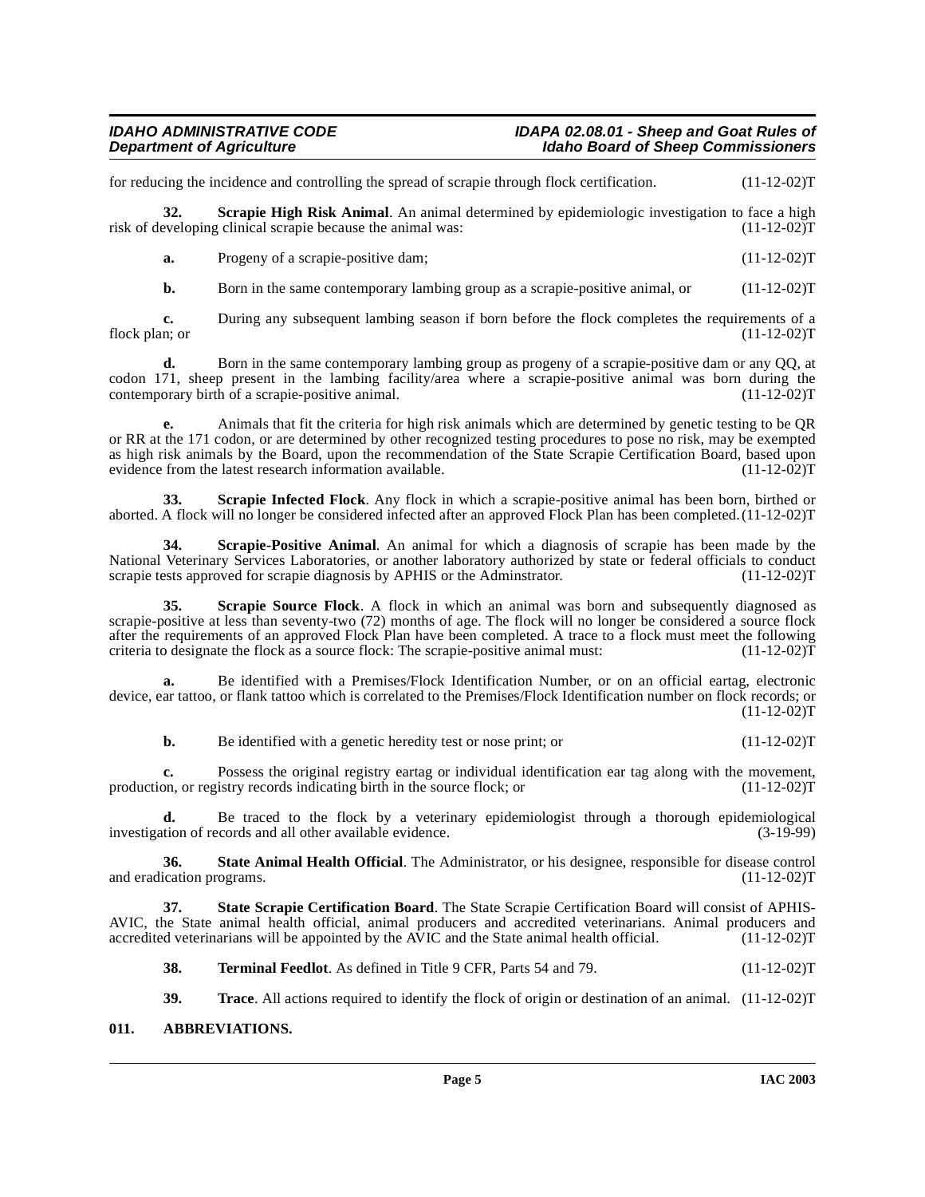for reducing the incidence and controlling the spread of scrapie through flock certification. (11-12-02)T

**32. Scrapie High Risk Animal**. An animal determined by epidemiologic investigation to face a high risk of developing clinical scrapie because the animal was: (11-12-02)T

**a.** Progeny of a scrapie-positive dam; (11-12-02)T

**b.** Born in the same contemporary lambing group as a scrapie-positive animal, or (11-12-02)T

**c.** During any subsequent lambing season if born before the flock completes the requirements of a flock plan; or (11-12-02)T

**d.** Born in the same contemporary lambing group as progeny of a scrapie-positive dam or any QQ, at codon 171, sheep present in the lambing facility/area where a scrapie-positive animal was born during the contemporary birth of a scrapie-positive animal. (11-12-02)T

**e.** Animals that fit the criteria for high risk animals which are determined by genetic testing to be QR or RR at the 171 codon, or are determined by other recognized testing procedures to pose no risk, may be exempted as high risk animals by the Board, upon the recommendation of the State Scrapie Certification Board, based upon evidence from the latest research information available. (11-12-02)T

**33. Scrapie Infected Flock**. Any flock in which a scrapie-positive animal has been born, birthed or aborted. A flock will no longer be considered infected after an approved Flock Plan has been completed. (11-12-02)T

**34. Scrapie-Positive Animal**. An animal for which a diagnosis of scrapie has been made by the National Veterinary Services Laboratories, or another laboratory authorized by state or federal officials to conduct scrapie tests approved for scrapie diagnosis by APHIS or the Adminstrator. (11-12-02)T

**35. Scrapie Source Flock**. A flock in which an animal was born and subsequently diagnosed as scrapie-positive at less than seventy-two (72) months of age. The flock will no longer be considered a source flock after the requirements of an approved Flock Plan have been completed. A trace to a flock must meet the following criteria to designate the flock as a source flock: The scrapie-positive animal must: (11-12-02)T

**a.** Be identified with a Premises/Flock Identification Number, or on an official eartag, electronic device, ear tattoo, or flank tattoo which is correlated to the Premises/Flock Identification number on flock records; or (11-12-02)T

**b.** Be identified with a genetic heredity test or nose print; or (11-12-02)T

**c.** Possess the original registry eartag or individual identification ear tag along with the movement, production, or registry records indicating birth in the source flock; or (11-12-02)T

**d.** Be traced to the flock by a veterinary epidemiologist through a thorough epidemiological investigation of records and all other available evidence. (3-19-99)

**36. State Animal Health Official**. The Administrator, or his designee, responsible for disease control and eradication programs. (11-12-02)T

**37. State Scrapie Certification Board**. The State Scrapie Certification Board will consist of APHIS-AVIC, the State animal health official, animal producers and accredited veterinarians. Animal producers and accredited veterinarians will be appointed by the AVIC and the State animal health official. (11-12-02)T

**38. Terminal Feedlot**. As defined in Title 9 CFR, Parts 54 and 79. (11-12-02)T

**39. Trace**. All actions required to identify the flock of origin or destination of an animal. (11-12-02)T

## 011. ABBREVIATIONS.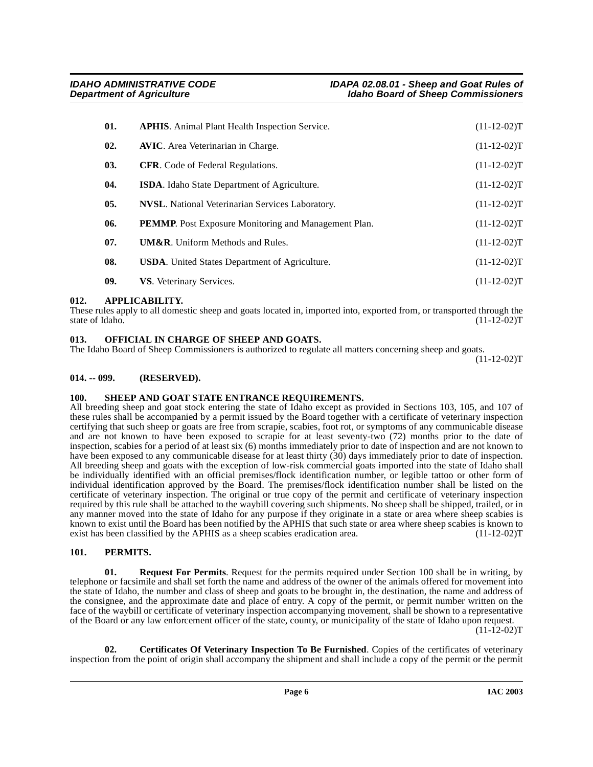**01. APHIS**. Animal Plant Health Inspection Service. (11-12-02)T

**02. AVIC**. Area Veterinarian in Charge. (11-12-02)T

**03. CFR**. Code of Federal Regulations. (11-12-02)T

**04. ISDA**. Idaho State Department of Agriculture. (11-12-02)T

**05. NVSL**. National Veterinarian Services Laboratory. (11-12-02)T

**06. PEMMP**. Post Exposure Monitoring and Management Plan. (11-12-02)T

**07. UM&R**. Uniform Methods and Rules. (11-12-02)T

**08. USDA**. United States Department of Agriculture. (11-12-02)T

**09. VS**. Veterinary Services. (11-12-02)T

### 012. APPLICABILITY.

These rules apply to all domestic sheep and goats located in, imported into, exported from, or transported through the state of Idaho. (11-12-02)T

### 013. OFFICIAL IN CHARGE OF SHEEP AND GOATS.

The Idaho Board of Sheep Commissioners is authorized to regulate all matters concerning sheep and goats. (11-12-02)T

### 014. -- 099. (RESERVED).

### 100. SHEEP AND GOAT STATE ENTRANCE REQUIREMENTS.

All breeding sheep and goat stock entering the state of Idaho except as provided in Sections 103, 105, and 107 of these rules shall be accompanied by a permit issued by the Board together with a certificate of veterinary inspection certifying that such sheep or goats are free from scrapie, scabies, foot rot, or symptoms of any communicable disease and are not known to have been exposed to scrapie for at least seventy-two (72) months prior to the date of inspection, scabies for a period of at least six (6) months immediately prior to date of inspection and are not known to have been exposed to any communicable disease for at least thirty (30) days immediately prior to date of inspection. All breeding sheep and goats with the exception of low-risk commercial goats imported into the state of Idaho shall be individually identified with an official premises/flock identification number, or legible tattoo or other form of individual identification approved by the Board. The premises/flock identification number shall be listed on the certificate of veterinary inspection. The original or true copy of the permit and certificate of veterinary inspection required by this rule shall be attached to the waybill covering such shipments. No sheep shall be shipped, trailed, or in any manner moved into the state of Idaho for any purpose if they originate in a state or area where sheep scabies is known to exist until the Board has been notified by the APHIS that such state or area where sheep scabies is known to exist has been classified by the APHIS as a sheep scabies eradication area. (11-12-02)T

### 101. PERMITS.

**01. Request For Permits**. Request for the permits required under Section 100 shall be in writing, by telephone or facsimile and shall set forth the name and address of the owner of the animals offered for movement into the state of Idaho, the number and class of sheep and goats to be brought in, the destination, the name and address of the consignee, and the approximate date and place of entry. A copy of the permit, or permit number written on the face of the waybill or certificate of veterinary inspection accompanying movement, shall be shown to a representative of the Board or any law enforcement officer of the state, county, or municipality of the state of Idaho upon request. (11-12-02)T

**02. Certificates Of Veterinary Inspection To Be Furnished**. Copies of the certificates of veterinary inspection from the point of origin shall accompany the shipment and shall include a copy of the permit or the permit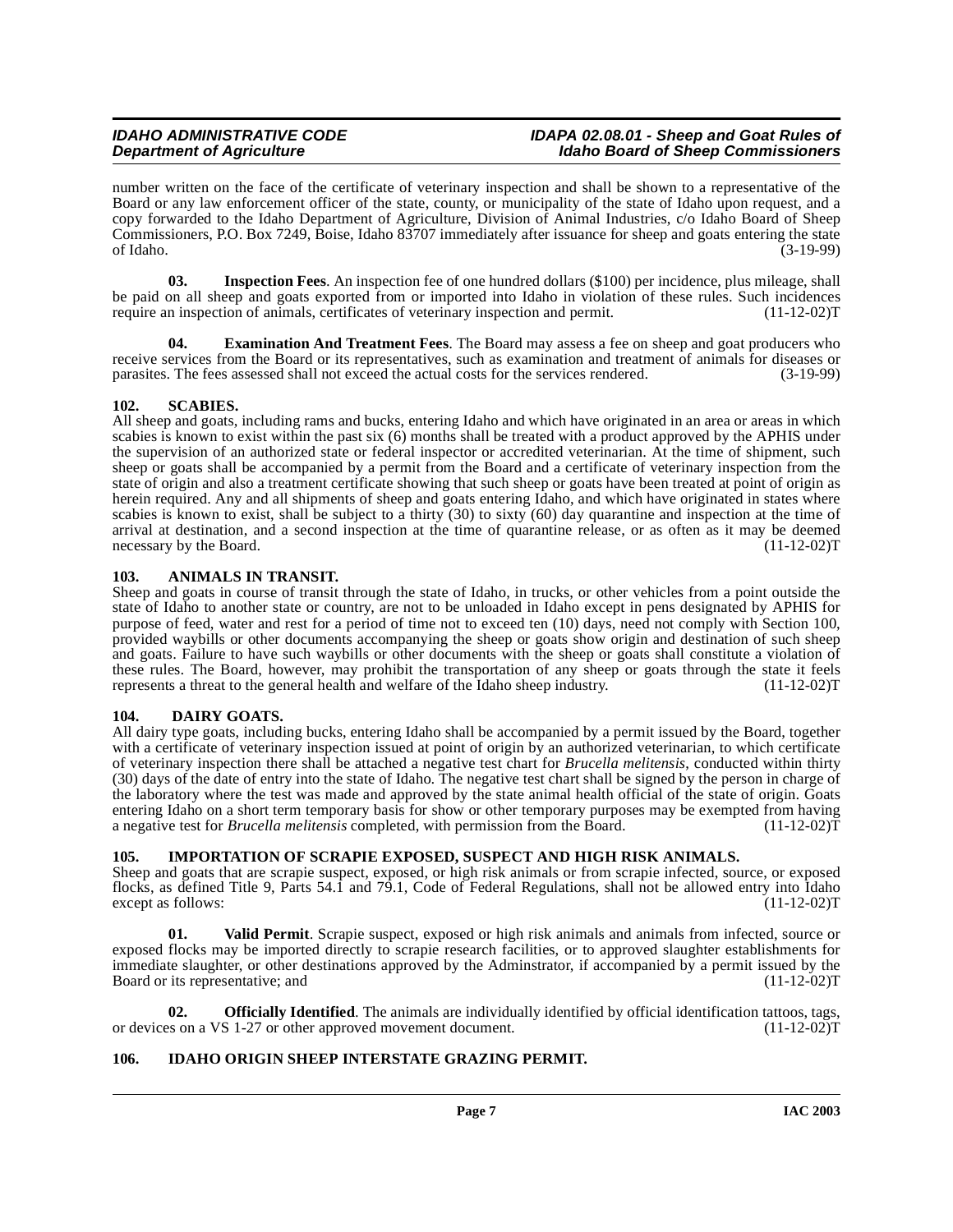number written on the face of the certificate of veterinary inspection and shall be shown to a representative of the Board or any law enforcement officer of the state, county, or municipality of the state of Idaho upon request, and a copy forwarded to the Idaho Department of Agriculture, Division of Animal Industries, c/o Idaho Board of Sheep Commissioners, P.O. Box 7249, Boise, Idaho 83707 immediately after issuance for sheep and goats entering the state of Idaho. (3-19-99)

**03. Inspection Fees**. An inspection fee of one hundred dollars ($100) per incidence, plus mileage, shall be paid on all sheep and goats exported from or imported into Idaho in violation of these rules. Such incidences require an inspection of animals, certificates of veterinary inspection and permit. (11-12-02)T

**04. Examination And Treatment Fees**. The Board may assess a fee on sheep and goat producers who receive services from the Board or its representatives, such as examination and treatment of animals for diseases or parasites. The fees assessed shall not exceed the actual costs for the services rendered. (3-19-99)

## 102. SCABIES.

All sheep and goats, including rams and bucks, entering Idaho and which have originated in an area or areas in which scabies is known to exist within the past six (6) months shall be treated with a product approved by the APHIS under the supervision of an authorized state or federal inspector or accredited veterinarian. At the time of shipment, such sheep or goats shall be accompanied by a permit from the Board and a certificate of veterinary inspection from the state of origin and also a treatment certificate showing that such sheep or goats have been treated at point of origin as herein required. Any and all shipments of sheep and goats entering Idaho, and which have originated in states where scabies is known to exist, shall be subject to a thirty (30) to sixty (60) day quarantine and inspection at the time of arrival at destination, and a second inspection at the time of quarantine release, or as often as it may be deemed necessary by the Board. (11-12-02)T

## 103. ANIMALS IN TRANSIT.

Sheep and goats in course of transit through the state of Idaho, in trucks, or other vehicles from a point outside the state of Idaho to another state or country, are not to be unloaded in Idaho except in pens designated by APHIS for purpose of feed, water and rest for a period of time not to exceed ten (10) days, need not comply with Section 100, provided waybills or other documents accompanying the sheep or goats show origin and destination of such sheep and goats. Failure to have such waybills or other documents with the sheep or goats shall constitute a violation of these rules. The Board, however, may prohibit the transportation of any sheep or goats through the state it feels represents a threat to the general health and welfare of the Idaho sheep industry. (11-12-02)T

## 104. DAIRY GOATS.

All dairy type goats, including bucks, entering Idaho shall be accompanied by a permit issued by the Board, together with a certificate of veterinary inspection issued at point of origin by an authorized veterinarian, to which certificate of veterinary inspection there shall be attached a negative test chart for *Brucella melitensis*, conducted within thirty (30) days of the date of entry into the state of Idaho. The negative test chart shall be signed by the person in charge of the laboratory where the test was made and approved by the state animal health official of the state of origin. Goats entering Idaho on a short term temporary basis for show or other temporary purposes may be exempted from having a negative test for *Brucella melitensis* completed, with permission from the Board. (11-12-02)T

## 105. IMPORTATION OF SCRAPIE EXPOSED, SUSPECT AND HIGH RISK ANIMALS.

Sheep and goats that are scrapie suspect, exposed, or high risk animals or from scrapie infected, source, or exposed flocks, as defined Title 9, Parts 54.1 and 79.1, Code of Federal Regulations, shall not be allowed entry into Idaho except as follows: (11-12-02)T

**01. Valid Permit**. Scrapie suspect, exposed or high risk animals and animals from infected, source or exposed flocks may be imported directly to scrapie research facilities, or to approved slaughter establishments for immediate slaughter, or other destinations approved by the Adminstrator, if accompanied by a permit issued by the Board or its representative; and (11-12-02)T

**02. Officially Identified**. The animals are individually identified by official identification tattoos, tags, or devices on a VS 1-27 or other approved movement document. (11-12-02)T

## 106. IDAHO ORIGIN SHEEP INTERSTATE GRAZING PERMIT.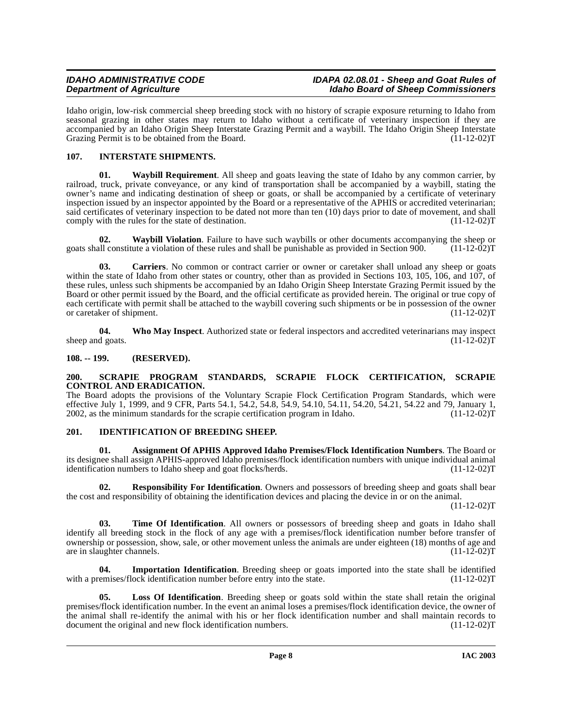Idaho origin, low-risk commercial sheep breeding stock with no history of scrapie exposure returning to Idaho from seasonal grazing in other states may return to Idaho without a certificate of veterinary inspection if they are accompanied by an Idaho Origin Sheep Interstate Grazing Permit and a waybill. The Idaho Origin Sheep Interstate Grazing Permit is to be obtained from the Board. (11-12-02)T

## 107. INTERSTATE SHIPMENTS.

**01. Waybill Requirement**. All sheep and goats leaving the state of Idaho by any common carrier, by railroad, truck, private conveyance, or any kind of transportation shall be accompanied by a waybill, stating the owner's name and indicating destination of sheep or goats, or shall be accompanied by a certificate of veterinary inspection issued by an inspector appointed by the Board or a representative of the APHIS or accredited veterinarian; said certificates of veterinary inspection to be dated not more than ten (10) days prior to date of movement, and shall comply with the rules for the state of destination. (11-12-02)T

**02. Waybill Violation**. Failure to have such waybills or other documents accompanying the sheep or goats shall constitute a violation of these rules and shall be punishable as provided in Section 900. (11-12-02)T

**03. Carriers**. No common or contract carrier or owner or caretaker shall unload any sheep or goats within the state of Idaho from other states or country, other than as provided in Sections 103, 105, 106, and 107, of these rules, unless such shipments be accompanied by an Idaho Origin Sheep Interstate Grazing Permit issued by the Board or other permit issued by the Board, and the official certificate as provided herein. The original or true copy of each certificate with permit shall be attached to the waybill covering such shipments or be in possession of the owner or caretaker of shipment. (11-12-02)T

**04. Who May Inspect**. Authorized state or federal inspectors and accredited veterinarians may inspect sheep and goats. (11-12-02)T

## 108. -- 199. (RESERVED).

## 200. SCRAPIE PROGRAM STANDARDS, SCRAPIE FLOCK CERTIFICATION, SCRAPIE CONTROL AND ERADICATION.

The Board adopts the provisions of the Voluntary Scrapie Flock Certification Program Standards, which were effective July 1, 1999, and 9 CFR, Parts 54.1, 54.2, 54.8, 54.9, 54.10, 54.11, 54.20, 54.21, 54.22 and 79, January 1, 2002, as the minimum standards for the scrapie certification program in Idaho. (11-12-02)T

## 201. IDENTIFICATION OF BREEDING SHEEP.

**01. Assignment Of APHIS Approved Idaho Premises/Flock Identification Numbers**. The Board or its designee shall assign APHIS-approved Idaho premises/flock identification numbers with unique individual animal identification numbers to Idaho sheep and goat flocks/herds. (11-12-02)T

**02. Responsibility For Identification**. Owners and possessors of breeding sheep and goats shall bear the cost and responsibility of obtaining the identification devices and placing the device in or on the animal. (11-12-02)T

**03. Time Of Identification**. All owners or possessors of breeding sheep and goats in Idaho shall identify all breeding stock in the flock of any age with a premises/flock identification number before transfer of ownership or possession, show, sale, or other movement unless the animals are under eighteen (18) months of age and are in slaughter channels. (11-12-02)T

**04. Importation Identification**. Breeding sheep or goats imported into the state shall be identified with a premises/flock identification number before entry into the state. (11-12-02)T

**05. Loss Of Identification**. Breeding sheep or goats sold within the state shall retain the original premises/flock identification number. In the event an animal loses a premises/flock identification device, the owner of the animal shall re-identify the animal with his or her flock identification number and shall maintain records to document the original and new flock identification numbers. (11-12-02)T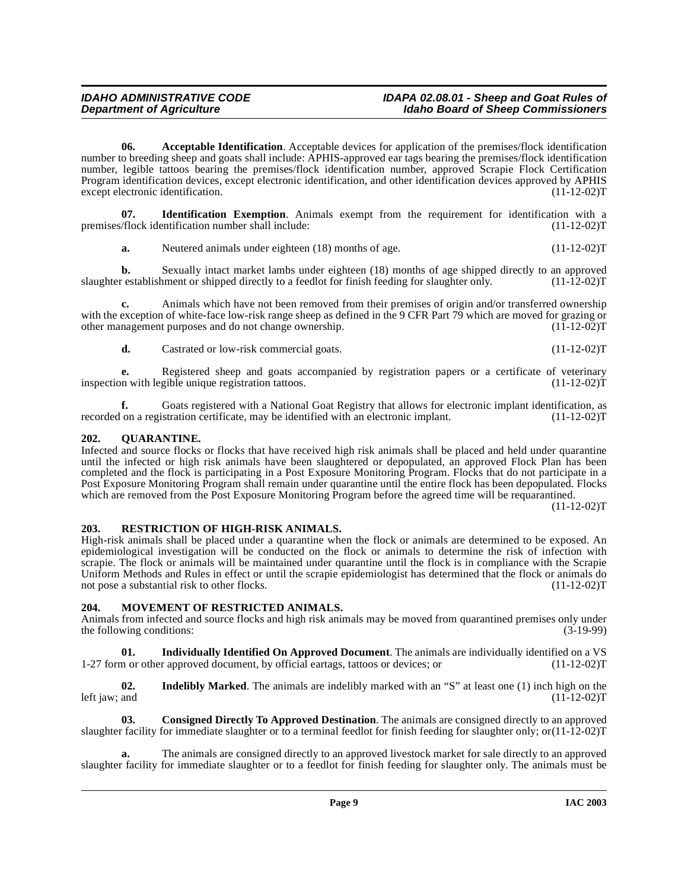**06. Acceptable Identification**. Acceptable devices for application of the premises/flock identification number to breeding sheep and goats shall include: APHIS-approved ear tags bearing the premises/flock identification number, legible tattoos bearing the premises/flock identification number, approved Scrapie Flock Certification Program identification devices, except electronic identification, and other identification devices approved by APHIS except electronic identification. (11-12-02)T

**07. Identification Exemption**. Animals exempt from the requirement for identification with a premises/flock identification number shall include: (11-12-02)T

**a.** Neutered animals under eighteen (18) months of age. (11-12-02)T

**b.** Sexually intact market lambs under eighteen (18) months of age shipped directly to an approved slaughter establishment or shipped directly to a feedlot for finish feeding for slaughter only. (11-12-02)T

**c.** Animals which have not been removed from their premises of origin and/or transferred ownership with the exception of white-face low-risk range sheep as defined in the 9 CFR Part 79 which are moved for grazing or other management purposes and do not change ownership. (11-12-02)T

**d.** Castrated or low-risk commercial goats. (11-12-02)T

**e.** Registered sheep and goats accompanied by registration papers or a certificate of veterinary inspection with legible unique registration tattoos. (11-12-02)T

**f.** Goats registered with a National Goat Registry that allows for electronic implant identification, as recorded on a registration certificate, may be identified with an electronic implant. (11-12-02)T

## 202. QUARANTINE.

Infected and source flocks or flocks that have received high risk animals shall be placed and held under quarantine until the infected or high risk animals have been slaughtered or depopulated, an approved Flock Plan has been completed and the flock is participating in a Post Exposure Monitoring Program. Flocks that do not participate in a Post Exposure Monitoring Program shall remain under quarantine until the entire flock has been depopulated. Flocks which are removed from the Post Exposure Monitoring Program before the agreed time will be requarantined. (11-12-02)T

## 203. RESTRICTION OF HIGH-RISK ANIMALS.

High-risk animals shall be placed under a quarantine when the flock or animals are determined to be exposed. An epidemiological investigation will be conducted on the flock or animals to determine the risk of infection with scrapie. The flock or animals will be maintained under quarantine until the flock is in compliance with the Scrapie Uniform Methods and Rules in effect or until the scrapie epidemiologist has determined that the flock or animals do not pose a substantial risk to other flocks. (11-12-02)T

## 204. MOVEMENT OF RESTRICTED ANIMALS.

Animals from infected and source flocks and high risk animals may be moved from quarantined premises only under the following conditions: (3-19-99)

**01. Individually Identified On Approved Document**. The animals are individually identified on a VS 1-27 form or other approved document, by official eartags, tattoos or devices; or (11-12-02)T

**02. Indelibly Marked**. The animals are indelibly marked with an "S" at least one (1) inch high on the left jaw; and (11-12-02)T

**03. Consigned Directly To Approved Destination**. The animals are consigned directly to an approved slaughter facility for immediate slaughter or to a terminal feedlot for finish feeding for slaughter only; or(11-12-02)T

**a.** The animals are consigned directly to an approved livestock market for sale directly to an approved slaughter facility for immediate slaughter or to a feedlot for finish feeding for slaughter only. The animals must be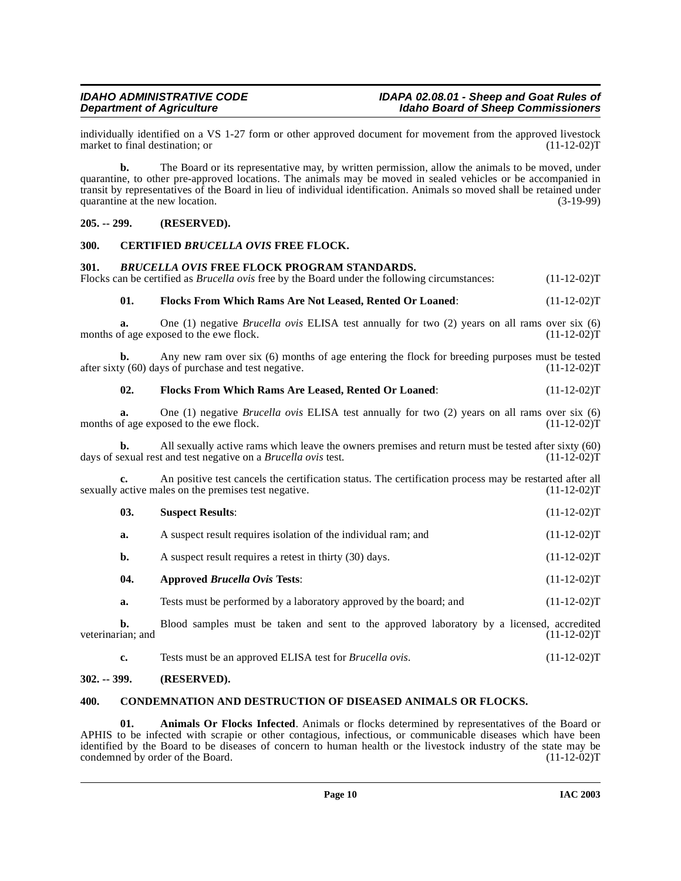individually identified on a VS 1-27 form or other approved document for movement from the approved livestock market to final destination; or (11-12-02)T

**b.** The Board or its representative may, by written permission, allow the animals to be moved, under quarantine, to other pre-approved locations. The animals may be moved in sealed vehicles or be accompanied in transit by representatives of the Board in lieu of individual identification. Animals so moved shall be retained under quarantine at the new location. (3-19-99)

## 205. -- 299. (RESERVED).

## 300. CERTIFIED *BRUCELLA OVIS* FREE FLOCK.

## 301. *BRUCELLA OVIS* FREE FLOCK PROGRAM STANDARDS.

Flocks can be certified as *Brucella ovis* free by the Board under the following circumstances: (11-12-02)T

**01. Flocks From Which Rams Are Not Leased, Rented Or Loaned**: (11-12-02)T

**a.** One (1) negative *Brucella ovis* ELISA test annually for two (2) years on all rams over six (6) months of age exposed to the ewe flock. (11-12-02)T

**b.** Any new ram over six (6) months of age entering the flock for breeding purposes must be tested after sixty (60) days of purchase and test negative. (11-12-02)T

**02. Flocks From Which Rams Are Leased, Rented Or Loaned**: (11-12-02)T

**a.** One (1) negative *Brucella ovis* ELISA test annually for two (2) years on all rams over six (6) months of age exposed to the ewe flock. (11-12-02)T

**b.** All sexually active rams which leave the owners premises and return must be tested after sixty (60) days of sexual rest and test negative on a *Brucella ovis* test. (11-12-02)T

**c.** An positive test cancels the certification status. The certification process may be restarted after all sexually active males on the premises test negative. (11-12-02)T

**03. Suspect Results**: (11-12-02)T

**a.** A suspect result requires isolation of the individual ram; and (11-12-02)T

**b.** A suspect result requires a retest in thirty (30) days. (11-12-02)T

**04. Approved *Brucella Ovis* Tests**: (11-12-02)T

**a.** Tests must be performed by a laboratory approved by the board; and (11-12-02)T

**b.** Blood samples must be taken and sent to the approved laboratory by a licensed, accredited veterinarian; and (11-12-02)T

**c.** Tests must be an approved ELISA test for *Brucella ovis*. (11-12-02)T

## 302. -- 399. (RESERVED).

## 400. CONDEMNATION AND DESTRUCTION OF DISEASED ANIMALS OR FLOCKS.

**01. Animals Or Flocks Infected**. Animals or flocks determined by representatives of the Board or APHIS to be infected with scrapie or other contagious, infectious, or communicable diseases which have been identified by the Board to be diseases of concern to human health or the livestock industry of the state may be condemned by order of the Board. (11-12-02)T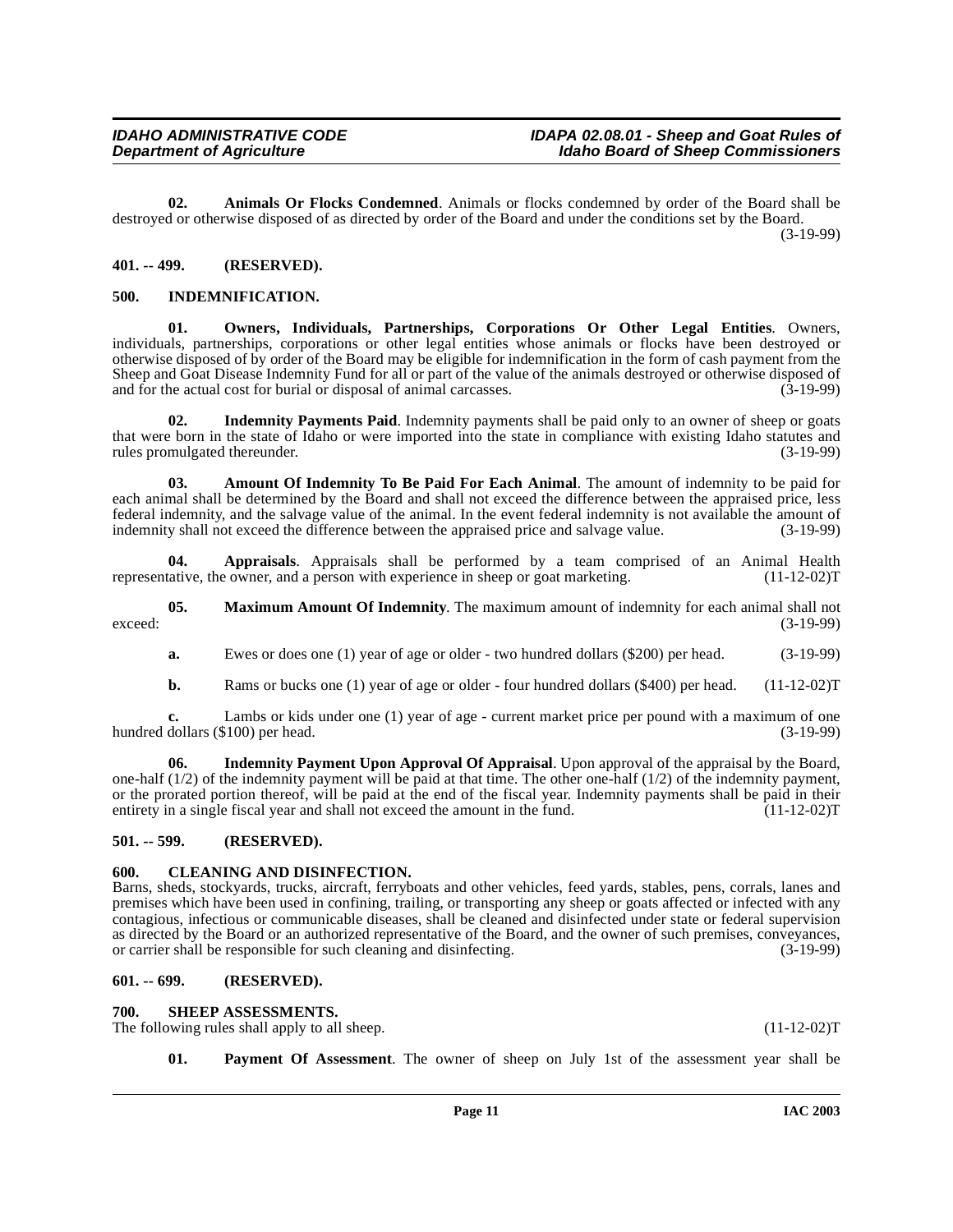**02. Animals Or Flocks Condemned**. Animals or flocks condemned by order of the Board shall be destroyed or otherwise disposed of as directed by order of the Board and under the conditions set by the Board. (3-19-99)

## 401. -- 499. (RESERVED).

## 500. INDEMNIFICATION.

**01. Owners, Individuals, Partnerships, Corporations Or Other Legal Entities**. Owners, individuals, partnerships, corporations or other legal entities whose animals or flocks have been destroyed or otherwise disposed of by order of the Board may be eligible for indemnification in the form of cash payment from the Sheep and Goat Disease Indemnity Fund for all or part of the value of the animals destroyed or otherwise disposed of and for the actual cost for burial or disposal of animal carcasses. (3-19-99)

**02. Indemnity Payments Paid**. Indemnity payments shall be paid only to an owner of sheep or goats that were born in the state of Idaho or were imported into the state in compliance with existing Idaho statutes and rules promulgated thereunder. (3-19-99)

**03. Amount Of Indemnity To Be Paid For Each Animal**. The amount of indemnity to be paid for each animal shall be determined by the Board and shall not exceed the difference between the appraised price, less federal indemnity, and the salvage value of the animal. In the event federal indemnity is not available the amount of indemnity shall not exceed the difference between the appraised price and salvage value. (3-19-99)

**04. Appraisals**. Appraisals shall be performed by a team comprised of an Animal Health representative, the owner, and a person with experience in sheep or goat marketing. (11-12-02)T

**05. Maximum Amount Of Indemnity**. The maximum amount of indemnity for each animal shall not exceed: (3-19-99)

**a.** Ewes or does one (1) year of age or older - two hundred dollars ($200) per head. (3-19-99)

**b.** Rams or bucks one (1) year of age or older - four hundred dollars ($400) per head. (11-12-02)T

**c.** Lambs or kids under one (1) year of age - current market price per pound with a maximum of one hundred dollars ($100) per head. (3-19-99)

**06. Indemnity Payment Upon Approval Of Appraisal**. Upon approval of the appraisal by the Board, one-half (1/2) of the indemnity payment will be paid at that time. The other one-half (1/2) of the indemnity payment, or the prorated portion thereof, will be paid at the end of the fiscal year. Indemnity payments shall be paid in their entirety in a single fiscal year and shall not exceed the amount in the fund. (11-12-02)T

## 501. -- 599. (RESERVED).

## 600. CLEANING AND DISINFECTION.

Barns, sheds, stockyards, trucks, aircraft, ferryboats and other vehicles, feed yards, stables, pens, corrals, lanes and premises which have been used in confining, trailing, or transporting any sheep or goats affected or infected with any contagious, infectious or communicable diseases, shall be cleaned and disinfected under state or federal supervision as directed by the Board or an authorized representative of the Board, and the owner of such premises, conveyances, or carrier shall be responsible for such cleaning and disinfecting. (3-19-99)

## 601. -- 699. (RESERVED).

## 700. SHEEP ASSESSMENTS.

The following rules shall apply to all sheep. (11-12-02)T

**01. Payment Of Assessment**. The owner of sheep on July 1st of the assessment year shall be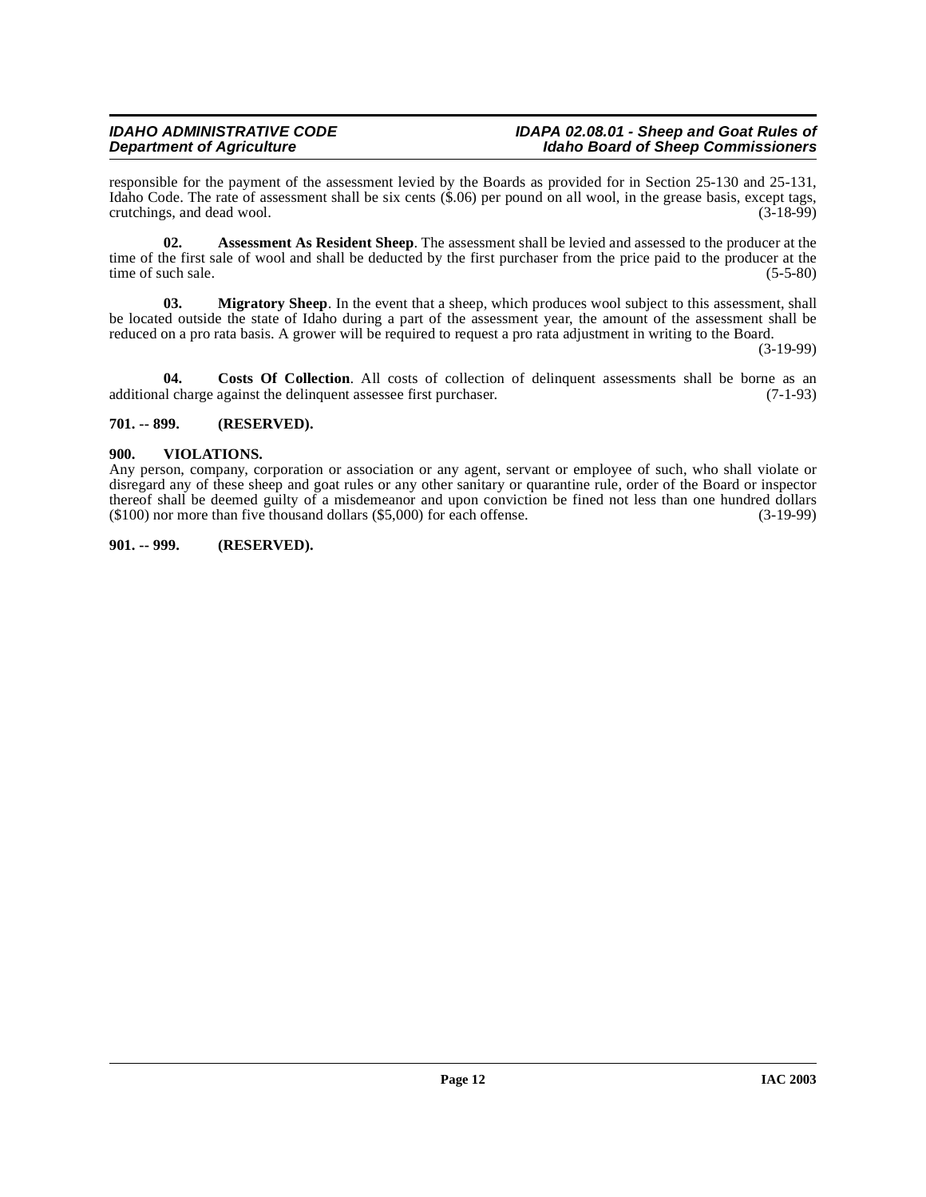responsible for the payment of the assessment levied by the Boards as provided for in Section 25-130 and 25-131, Idaho Code. The rate of assessment shall be six cents ($.06) per pound on all wool, in the grease basis, except tags, crutchings, and dead wool. (3-18-99)

**02. Assessment As Resident Sheep**. The assessment shall be levied and assessed to the producer at the time of the first sale of wool and shall be deducted by the first purchaser from the price paid to the producer at the time of such sale. (5-5-80)

**03. Migratory Sheep**. In the event that a sheep, which produces wool subject to this assessment, shall be located outside the state of Idaho during a part of the assessment year, the amount of the assessment shall be reduced on a pro rata basis. A grower will be required to request a pro rata adjustment in writing to the Board. (3-19-99)

**04. Costs Of Collection**. All costs of collection of delinquent assessments shall be borne as an additional charge against the delinquent assessee first purchaser. (7-1-93)

**701. -- 899. (RESERVED).**

**900. VIOLATIONS.**

Any person, company, corporation or association or any agent, servant or employee of such, who shall violate or disregard any of these sheep and goat rules or any other sanitary or quarantine rule, order of the Board or inspector thereof shall be deemed guilty of a misdemeanor and upon conviction be fined not less than one hundred dollars ($100) nor more than five thousand dollars ($5,000) for each offense. (3-19-99)

**901. -- 999. (RESERVED).**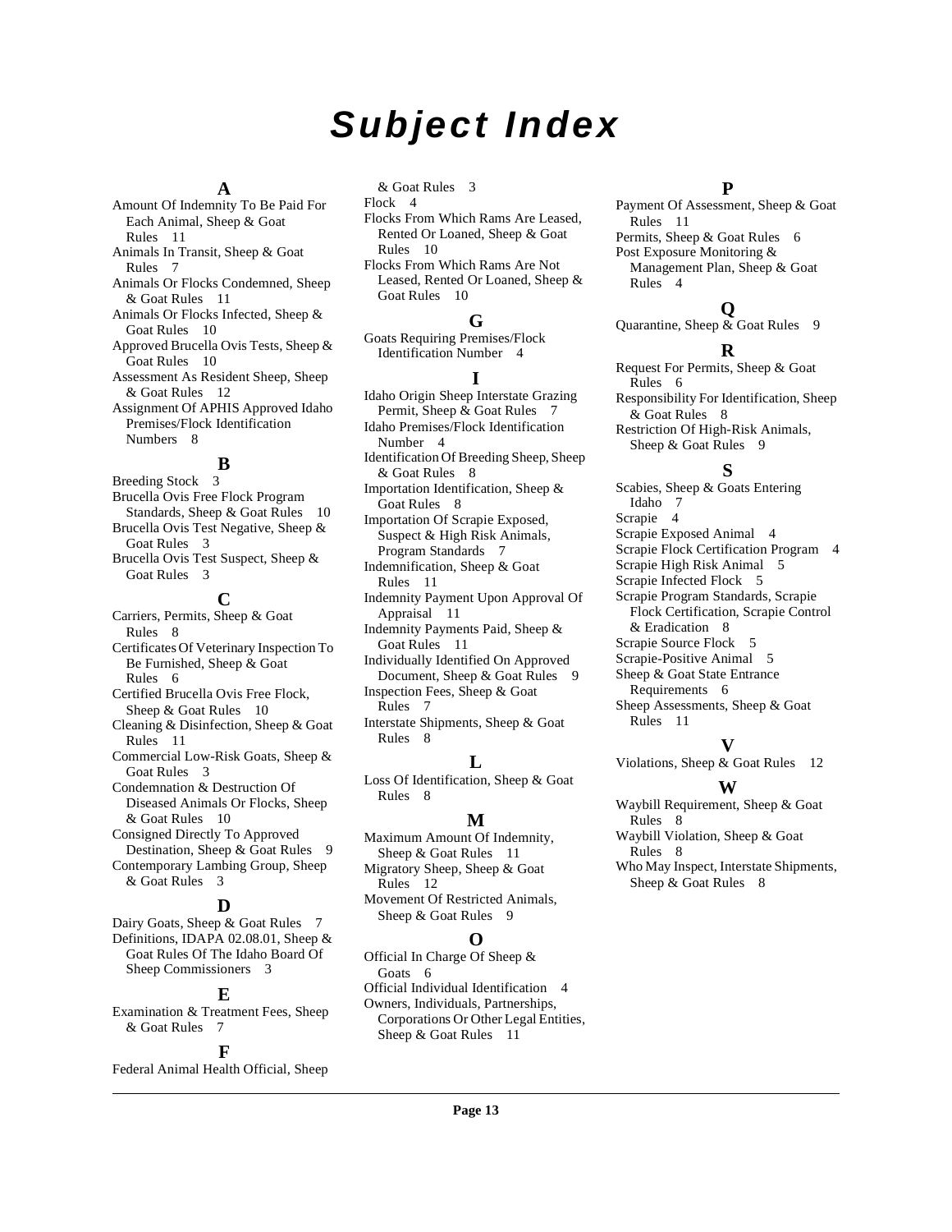# Subject Index

## A

Amount Of Indemnity To Be Paid For Each Animal, Sheep & Goat Rules 11
Animals In Transit, Sheep & Goat Rules 7
Animals Or Flocks Condemned, Sheep & Goat Rules 11
Animals Or Flocks Infected, Sheep & Goat Rules 10
Approved Brucella Ovis Tests, Sheep & Goat Rules 10
Assessment As Resident Sheep, Sheep & Goat Rules 12
Assignment Of APHIS Approved Idaho Premises/Flock Identification Numbers 8

## B

Breeding Stock 3
Brucella Ovis Free Flock Program Standards, Sheep & Goat Rules 10
Brucella Ovis Test Negative, Sheep & Goat Rules 3
Brucella Ovis Test Suspect, Sheep & Goat Rules 3

## C

Carriers, Permits, Sheep & Goat Rules 8
Certificates Of Veterinary Inspection To Be Furnished, Sheep & Goat Rules 6
Certified Brucella Ovis Free Flock, Sheep & Goat Rules 10
Cleaning & Disinfection, Sheep & Goat Rules 11
Commercial Low-Risk Goats, Sheep & Goat Rules 3
Condemnation & Destruction Of Diseased Animals Or Flocks, Sheep & Goat Rules 10
Consigned Directly To Approved Destination, Sheep & Goat Rules 9
Contemporary Lambing Group, Sheep & Goat Rules 3

## D

Dairy Goats, Sheep & Goat Rules 7
Definitions, IDAPA 02.08.01, Sheep & Goat Rules Of The Idaho Board Of Sheep Commissioners 3

## E

Examination & Treatment Fees, Sheep & Goat Rules 7

## F

Federal Animal Health Official, Sheep & Goat Rules 3
Flock 4
Flocks From Which Rams Are Leased, Rented Or Loaned, Sheep & Goat Rules 10
Flocks From Which Rams Are Not Leased, Rented Or Loaned, Sheep & Goat Rules 10

## G

Goats Requiring Premises/Flock Identification Number 4

## I

Idaho Origin Sheep Interstate Grazing Permit, Sheep & Goat Rules 7
Idaho Premises/Flock Identification Number 4
Identification Of Breeding Sheep, Sheep & Goat Rules 8
Importation Identification, Sheep & Goat Rules 8
Importation Of Scrapie Exposed, Suspect & High Risk Animals, Program Standards 7
Indemnification, Sheep & Goat Rules 11
Indemnity Payment Upon Approval Of Appraisal 11
Indemnity Payments Paid, Sheep & Goat Rules 11
Individually Identified On Approved Document, Sheep & Goat Rules 9
Inspection Fees, Sheep & Goat Rules 7
Interstate Shipments, Sheep & Goat Rules 8

## L

Loss Of Identification, Sheep & Goat Rules 8

## M

Maximum Amount Of Indemnity, Sheep & Goat Rules 11
Migratory Sheep, Sheep & Goat Rules 12
Movement Of Restricted Animals, Sheep & Goat Rules 9

## O

Official In Charge Of Sheep & Goats 6
Official Individual Identification 4
Owners, Individuals, Partnerships, Corporations Or Other Legal Entities, Sheep & Goat Rules 11

## P

Payment Of Assessment, Sheep & Goat Rules 11
Permits, Sheep & Goat Rules 6
Post Exposure Monitoring & Management Plan, Sheep & Goat Rules 4

## Q

Quarantine, Sheep & Goat Rules 9

## R

Request For Permits, Sheep & Goat Rules 6
Responsibility For Identification, Sheep & Goat Rules 8
Restriction Of High-Risk Animals, Sheep & Goat Rules 9

## S

Scabies, Sheep & Goats Entering Idaho 7
Scrapie 4
Scrapie Exposed Animal 4
Scrapie Flock Certification Program 4
Scrapie High Risk Animal 5
Scrapie Infected Flock 5
Scrapie Program Standards, Scrapie Flock Certification, Scrapie Control & Eradication 8
Scrapie Source Flock 5
Scrapie-Positive Animal 5
Sheep & Goat State Entrance Requirements 6
Sheep Assessments, Sheep & Goat Rules 11

## V

Violations, Sheep & Goat Rules 12

## W

Waybill Requirement, Sheep & Goat Rules 8
Waybill Violation, Sheep & Goat Rules 8
Who May Inspect, Interstate Shipments, Sheep & Goat Rules 8